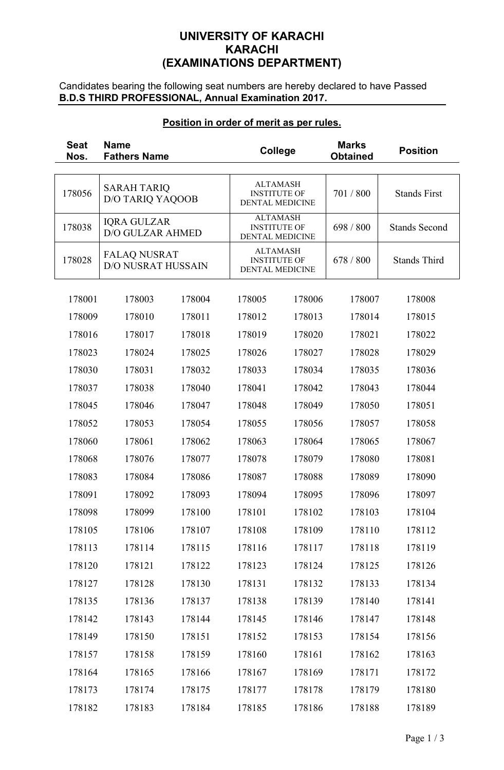# UNIVERSITY OF KARACHI
# KARACHI
# (EXAMINATIONS DEPARTMENT)

Candidates bearing the following seat numbers are hereby declared to have Passed
**B.D.S THIRD PROFESSIONAL, Annual Examination 2017.**

**Position in order of merit as per rules.**

| Seat Nos. | Name<br>Fathers Name | College | Marks Obtained | Position |
|---|---|---|---|---|
| 178056 | SARAH TARIQ<br>D/O TARIQ YAQOOB | ALTAMASH INSTITUTE OF DENTAL MEDICINE | 701 / 800 | Stands First |
| 178038 | IQRA GULZAR<br>D/O GULZAR AHMED | ALTAMASH INSTITUTE OF DENTAL MEDICINE | 698 / 800 | Stands Second |
| 178028 | FALAQ NUSRAT<br>D/O NUSRAT HUSSAIN | ALTAMASH INSTITUTE OF DENTAL MEDICINE | 678 / 800 | Stands Third |

| | | | | | | |
|---|---|---|---|---|---|---|
| 178001 | 178003 | 178004 | 178005 | 178006 | 178007 | 178008 |
| 178009 | 178010 | 178011 | 178012 | 178013 | 178014 | 178015 |
| 178016 | 178017 | 178018 | 178019 | 178020 | 178021 | 178022 |
| 178023 | 178024 | 178025 | 178026 | 178027 | 178028 | 178029 |
| 178030 | 178031 | 178032 | 178033 | 178034 | 178035 | 178036 |
| 178037 | 178038 | 178040 | 178041 | 178042 | 178043 | 178044 |
| 178045 | 178046 | 178047 | 178048 | 178049 | 178050 | 178051 |
| 178052 | 178053 | 178054 | 178055 | 178056 | 178057 | 178058 |
| 178060 | 178061 | 178062 | 178063 | 178064 | 178065 | 178067 |
| 178068 | 178076 | 178077 | 178078 | 178079 | 178080 | 178081 |
| 178083 | 178084 | 178086 | 178087 | 178088 | 178089 | 178090 |
| 178091 | 178092 | 178093 | 178094 | 178095 | 178096 | 178097 |
| 178098 | 178099 | 178100 | 178101 | 178102 | 178103 | 178104 |
| 178105 | 178106 | 178107 | 178108 | 178109 | 178110 | 178112 |
| 178113 | 178114 | 178115 | 178116 | 178117 | 178118 | 178119 |
| 178120 | 178121 | 178122 | 178123 | 178124 | 178125 | 178126 |
| 178127 | 178128 | 178130 | 178131 | 178132 | 178133 | 178134 |
| 178135 | 178136 | 178137 | 178138 | 178139 | 178140 | 178141 |
| 178142 | 178143 | 178144 | 178145 | 178146 | 178147 | 178148 |
| 178149 | 178150 | 178151 | 178152 | 178153 | 178154 | 178156 |
| 178157 | 178158 | 178159 | 178160 | 178161 | 178162 | 178163 |
| 178164 | 178165 | 178166 | 178167 | 178169 | 178171 | 178172 |
| 178173 | 178174 | 178175 | 178177 | 178178 | 178179 | 178180 |
| 178182 | 178183 | 178184 | 178185 | 178186 | 178188 | 178189 |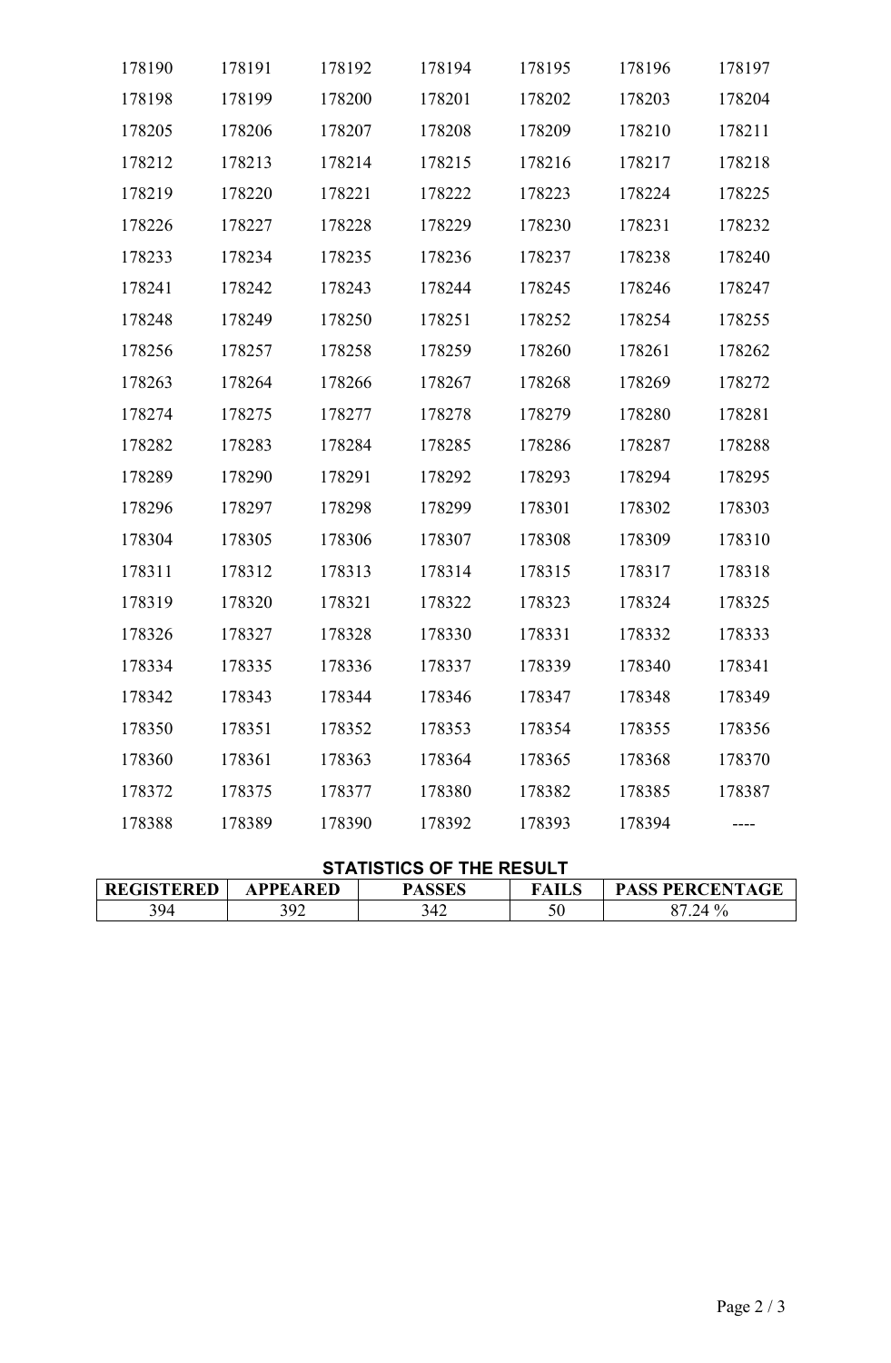| 178190 | 178191 | 178192 | 178194 | 178195 | 178196 | 178197 |
|---|---|---|---|---|---|---|
| 178198 | 178199 | 178200 | 178201 | 178202 | 178203 | 178204 |
| 178205 | 178206 | 178207 | 178208 | 178209 | 178210 | 178211 |
| 178212 | 178213 | 178214 | 178215 | 178216 | 178217 | 178218 |
| 178219 | 178220 | 178221 | 178222 | 178223 | 178224 | 178225 |
| 178226 | 178227 | 178228 | 178229 | 178230 | 178231 | 178232 |
| 178233 | 178234 | 178235 | 178236 | 178237 | 178238 | 178240 |
| 178241 | 178242 | 178243 | 178244 | 178245 | 178246 | 178247 |
| 178248 | 178249 | 178250 | 178251 | 178252 | 178254 | 178255 |
| 178256 | 178257 | 178258 | 178259 | 178260 | 178261 | 178262 |
| 178263 | 178264 | 178266 | 178267 | 178268 | 178269 | 178272 |
| 178274 | 178275 | 178277 | 178278 | 178279 | 178280 | 178281 |
| 178282 | 178283 | 178284 | 178285 | 178286 | 178287 | 178288 |
| 178289 | 178290 | 178291 | 178292 | 178293 | 178294 | 178295 |
| 178296 | 178297 | 178298 | 178299 | 178301 | 178302 | 178303 |
| 178304 | 178305 | 178306 | 178307 | 178308 | 178309 | 178310 |
| 178311 | 178312 | 178313 | 178314 | 178315 | 178317 | 178318 |
| 178319 | 178320 | 178321 | 178322 | 178323 | 178324 | 178325 |
| 178326 | 178327 | 178328 | 178330 | 178331 | 178332 | 178333 |
| 178334 | 178335 | 178336 | 178337 | 178339 | 178340 | 178341 |
| 178342 | 178343 | 178344 | 178346 | 178347 | 178348 | 178349 |
| 178350 | 178351 | 178352 | 178353 | 178354 | 178355 | 178356 |
| 178360 | 178361 | 178363 | 178364 | 178365 | 178368 | 178370 |
| 178372 | 178375 | 178377 | 178380 | 178382 | 178385 | 178387 |
| 178388 | 178389 | 178390 | 178392 | 178393 | 178394 | ---- |

**STATISTICS OF THE RESULT**

| REGISTERED | APPEARED | PASSES | FAILS | PASS PERCENTAGE |
|---|---|---|---|---|
| 394 | 392 | 342 | 50 | 87.24 % |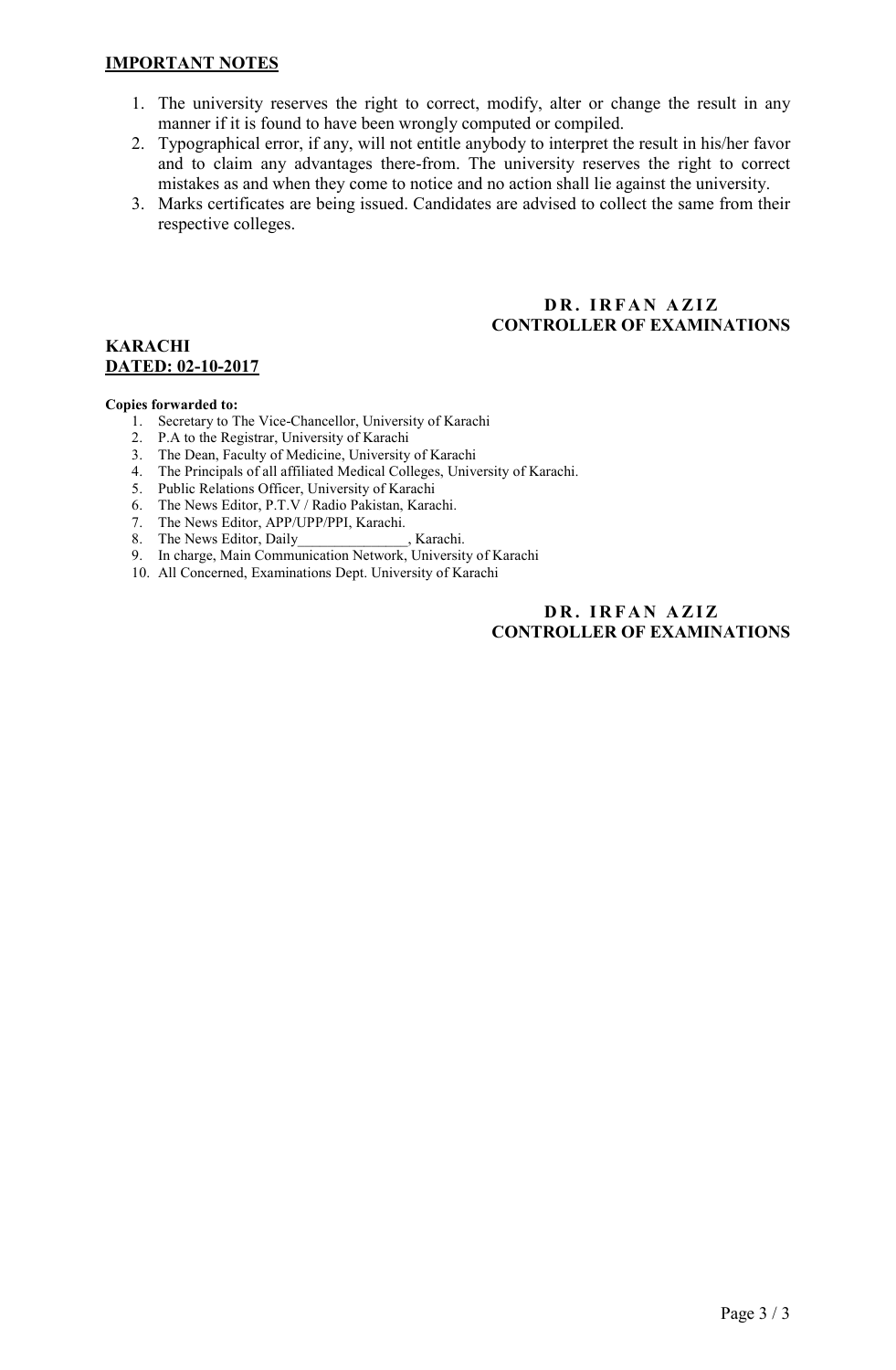**IMPORTANT NOTES**

1. The university reserves the right to correct, modify, alter or change the result in any manner if it is found to have been wrongly computed or compiled.
2. Typographical error, if any, will not entitle anybody to interpret the result in his/her favor and to claim any advantages there-from. The university reserves the right to correct mistakes as and when they come to notice and no action shall lie against the university.
3. Marks certificates are being issued. Candidates are advised to collect the same from their respective colleges.

**DR. IRFAN AZIZ**
**CONTROLLER OF EXAMINATIONS**

**KARACHI**
**DATED: 02-10-2017**

**Copies forwarded to:**

1. Secretary to The Vice-Chancellor, University of Karachi
2. P.A to the Registrar, University of Karachi
3. The Dean, Faculty of Medicine, University of Karachi
4. The Principals of all affiliated Medical Colleges, University of Karachi.
5. Public Relations Officer, University of Karachi
6. The News Editor, P.T.V / Radio Pakistan, Karachi.
7. The News Editor, APP/UPP/PPI, Karachi.
8. The News Editor, Daily_______________, Karachi.
9. In charge, Main Communication Network, University of Karachi
10. All Concerned, Examinations Dept. University of Karachi

**DR. IRFAN AZIZ**
**CONTROLLER OF EXAMINATIONS**